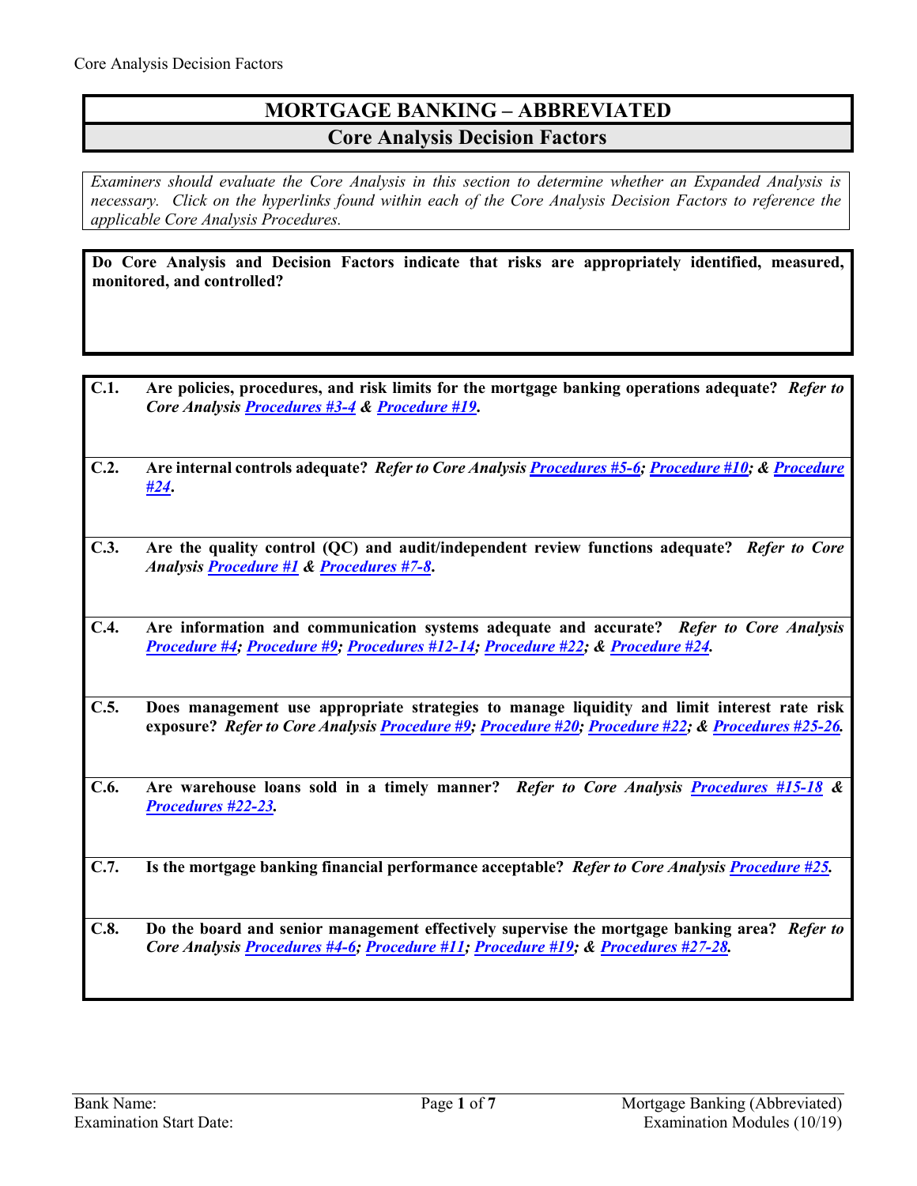# MORTGAGE BANKING – ABBREVIATED

## Core Analysis Decision Factors

*Examiners should evaluate the Core Analysis in this section to determine whether an Expanded Analysis is necessary. Click on the hyperlinks found within each of the Core Analysis Decision Factors to reference the applicable Core Analysis Procedures.*

**Do Core Analysis and Decision Factors indicate that risks are appropriately identified, measured, monitored, and controlled?**

**C.1.** **Are policies, procedures, and risk limits for the mortgage banking operations adequate?** ***Refer to Core Analysis Procedures #3-4 & Procedure #19.***

**C.2.** **Are internal controls adequate?** ***Refer to Core Analysis Procedures #5-6; Procedure #10; & Procedure #24.***

**C.3.** **Are the quality control (QC) and audit/independent review functions adequate?** ***Refer to Core Analysis Procedure #1 & Procedures #7-8.***

**C.4.** **Are information and communication systems adequate and accurate?** ***Refer to Core Analysis Procedure #4; Procedure #9; Procedures #12-14; Procedure #22; & Procedure #24.***

**C.5.** **Does management use appropriate strategies to manage liquidity and limit interest rate risk exposure?** ***Refer to Core Analysis Procedure #9; Procedure #20; Procedure #22; & Procedures #25-26.***

**C.6.** **Are warehouse loans sold in a timely manner?** ***Refer to Core Analysis Procedures #15-18 & Procedures #22-23.***

**C.7.** **Is the mortgage banking financial performance acceptable?** ***Refer to Core Analysis Procedure #25.***

**C.8.** **Do the board and senior management effectively supervise the mortgage banking area?** ***Refer to Core Analysis Procedures #4-6; Procedure #11; Procedure #19; & Procedures #27-28.***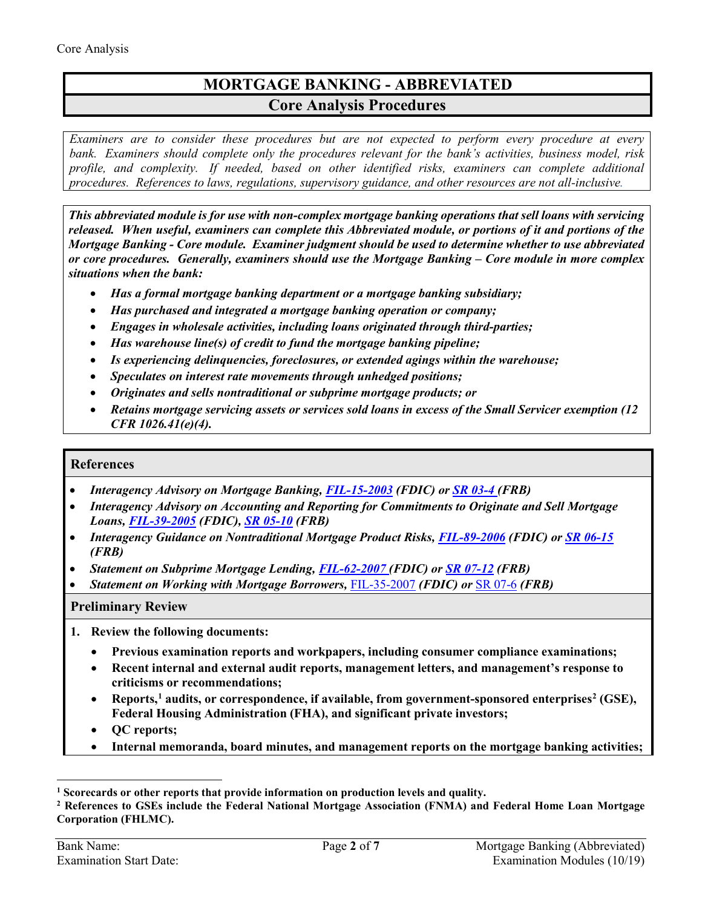# MORTGAGE BANKING - ABBREVIATED

## Core Analysis Procedures

*Examiners are to consider these procedures but are not expected to perform every procedure at every bank. Examiners should complete only the procedures relevant for the bank's activities, business model, risk profile, and complexity. If needed, based on other identified risks, examiners can complete additional procedures. References to laws, regulations, supervisory guidance, and other resources are not all-inclusive.*

***This abbreviated module is for use with non-complex mortgage banking operations that sell loans with servicing released. When useful, examiners can complete this Abbreviated module, or portions of it and portions of the Mortgage Banking - Core module. Examiner judgment should be used to determine whether to use abbreviated or core procedures. Generally, examiners should use the Mortgage Banking – Core module in more complex situations when the bank:***

- ***Has a formal mortgage banking department or a mortgage banking subsidiary;***
- ***Has purchased and integrated a mortgage banking operation or company;***
- ***Engages in wholesale activities, including loans originated through third-parties;***
- ***Has warehouse line(s) of credit to fund the mortgage banking pipeline;***
- ***Is experiencing delinquencies, foreclosures, or extended agings within the warehouse;***
- ***Speculates on interest rate movements through unhedged positions;***
- ***Originates and sells nontraditional or subprime mortgage products; or***
- ***Retains mortgage servicing assets or services sold loans in excess of the Small Servicer exemption (12 CFR 1026.41(e)(4).***

### References

- ***Interagency Advisory on Mortgage Banking, FIL-15-2003 (FDIC) or SR 03-4 (FRB)***
- ***Interagency Advisory on Accounting and Reporting for Commitments to Originate and Sell Mortgage Loans, FIL-39-2005 (FDIC), SR 05-10 (FRB)***
- ***Interagency Guidance on Nontraditional Mortgage Product Risks, FIL-89-2006 (FDIC) or SR 06-15 (FRB)***
- ***Statement on Subprime Mortgage Lending, FIL-62-2007 (FDIC) or SR 07-12 (FRB)***
- ***Statement on Working with Mortgage Borrowers,*** FIL-35-2007 ***(FDIC) or*** SR 07-6 ***(FRB)***

### Preliminary Review

**1. Review the following documents:**

- **Previous examination reports and workpapers, including consumer compliance examinations;**
- **Recent internal and external audit reports, management letters, and management's response to criticisms or recommendations;**
- **Reports,[1] audits, or correspondence, if available, from government-sponsored enterprises[2] (GSE), Federal Housing Administration (FHA), and significant private investors;**
- **QC reports;**
- **Internal memoranda, board minutes, and management reports on the mortgage banking activities;**

---

**[1] Scorecards or other reports that provide information on production levels and quality.**

**[2] References to GSEs include the Federal National Mortgage Association (FNMA) and Federal Home Loan Mortgage Corporation (FHLMC).**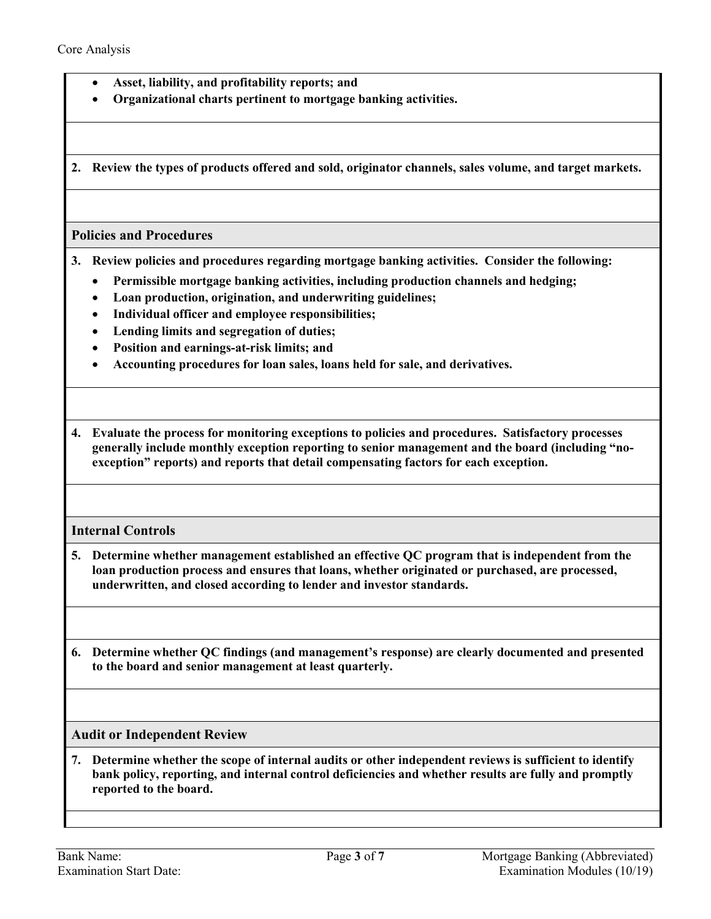- **Asset, liability, and profitability reports; and**
- **Organizational charts pertinent to mortgage banking activities.**

**2. Review the types of products offered and sold, originator channels, sales volume, and target markets.**

## Policies and Procedures

**3. Review policies and procedures regarding mortgage banking activities. Consider the following:**

- **Permissible mortgage banking activities, including production channels and hedging;**
- **Loan production, origination, and underwriting guidelines;**
- **Individual officer and employee responsibilities;**
- **Lending limits and segregation of duties;**
- **Position and earnings-at-risk limits; and**
- **Accounting procedures for loan sales, loans held for sale, and derivatives.**

**4. Evaluate the process for monitoring exceptions to policies and procedures. Satisfactory processes generally include monthly exception reporting to senior management and the board (including "no-exception" reports) and reports that detail compensating factors for each exception.**

## Internal Controls

**5. Determine whether management established an effective QC program that is independent from the loan production process and ensures that loans, whether originated or purchased, are processed, underwritten, and closed according to lender and investor standards.**

**6. Determine whether QC findings (and management's response) are clearly documented and presented to the board and senior management at least quarterly.**

## Audit or Independent Review

**7. Determine whether the scope of internal audits or other independent reviews is sufficient to identify bank policy, reporting, and internal control deficiencies and whether results are fully and promptly reported to the board.**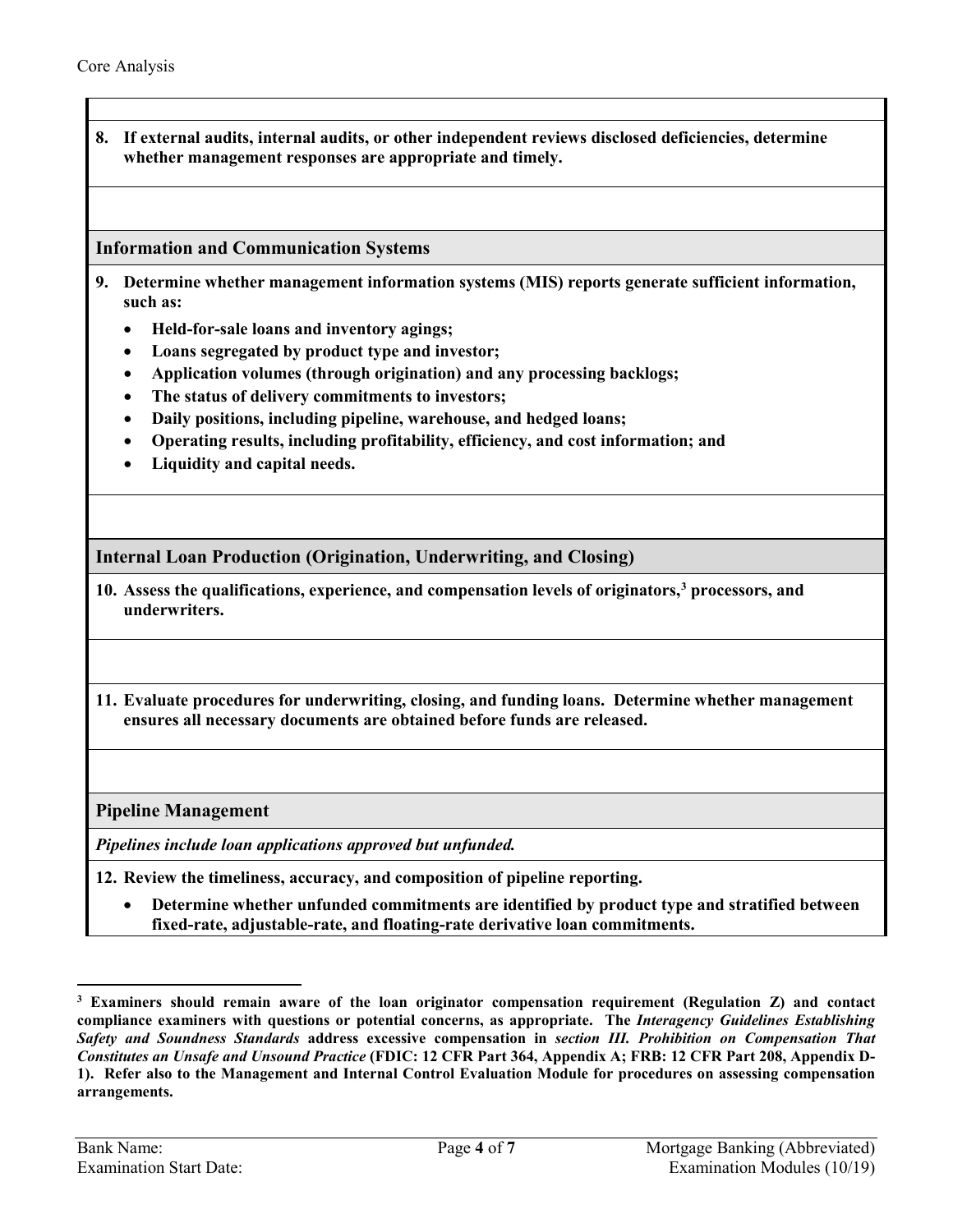**8. If external audits, internal audits, or other independent reviews disclosed deficiencies, determine whether management responses are appropriate and timely.**

## Information and Communication Systems

**9. Determine whether management information systems (MIS) reports generate sufficient information, such as:**

- **Held-for-sale loans and inventory agings;**
- **Loans segregated by product type and investor;**
- **Application volumes (through origination) and any processing backlogs;**
- **The status of delivery commitments to investors;**
- **Daily positions, including pipeline, warehouse, and hedged loans;**
- **Operating results, including profitability, efficiency, and cost information; and**
- **Liquidity and capital needs.**

## Internal Loan Production (Origination, Underwriting, and Closing)

**10. Assess the qualifications, experience, and compensation levels of originators,[3] processors, and underwriters.**

**11. Evaluate procedures for underwriting, closing, and funding loans. Determine whether management ensures all necessary documents are obtained before funds are released.**

## Pipeline Management

***Pipelines include loan applications approved but unfunded.***

**12. Review the timeliness, accuracy, and composition of pipeline reporting.**

- **Determine whether unfunded commitments are identified by product type and stratified between fixed-rate, adjustable-rate, and floating-rate derivative loan commitments.**

---

**[3] Examiners should remain aware of the loan originator compensation requirement (Regulation Z) and contact compliance examiners with questions or potential concerns, as appropriate. The *Interagency Guidelines Establishing Safety and Soundness Standards* address excessive compensation in *section III. Prohibition on Compensation That Constitutes an Unsafe and Unsound Practice* (FDIC: 12 CFR Part 364, Appendix A; FRB: 12 CFR Part 208, Appendix D-1). Refer also to the Management and Internal Control Evaluation Module for procedures on assessing compensation arrangements.**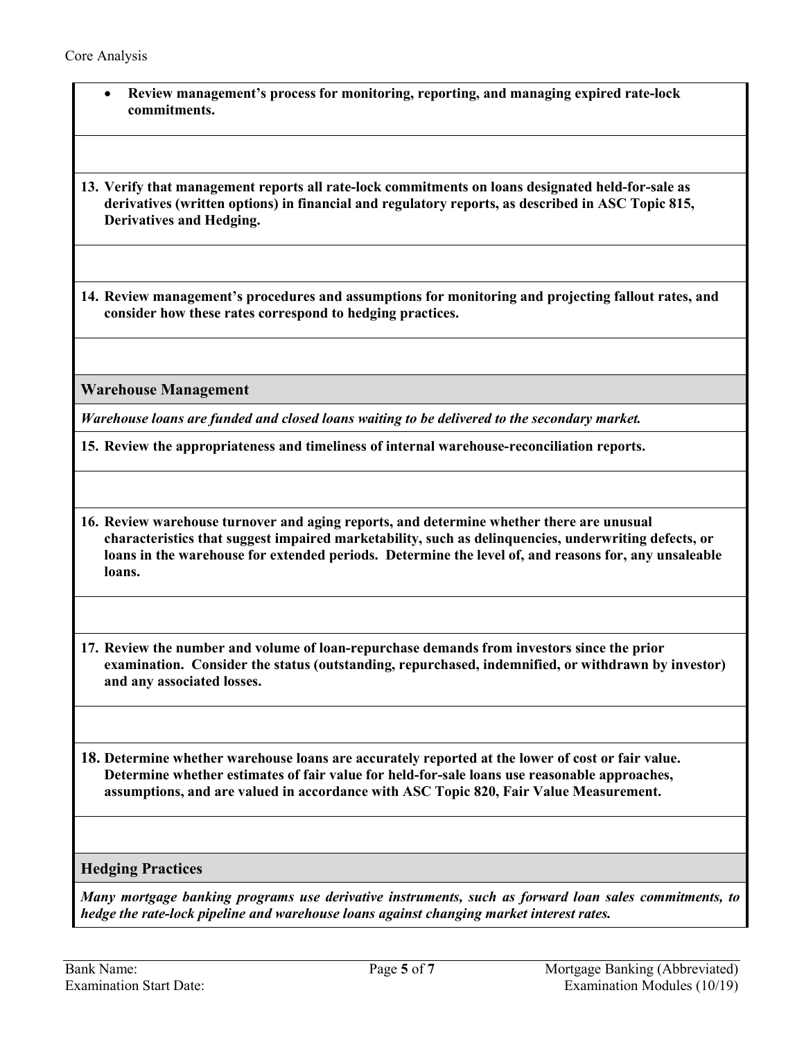- **Review management's process for monitoring, reporting, and managing expired rate-lock commitments.**

**13. Verify that management reports all rate-lock commitments on loans designated held-for-sale as derivatives (written options) in financial and regulatory reports, as described in ASC Topic 815, Derivatives and Hedging.**

**14. Review management's procedures and assumptions for monitoring and projecting fallout rates, and consider how these rates correspond to hedging practices.**

## Warehouse Management

***Warehouse loans are funded and closed loans waiting to be delivered to the secondary market.***

**15. Review the appropriateness and timeliness of internal warehouse-reconciliation reports.**

**16. Review warehouse turnover and aging reports, and determine whether there are unusual characteristics that suggest impaired marketability, such as delinquencies, underwriting defects, or loans in the warehouse for extended periods. Determine the level of, and reasons for, any unsaleable loans.**

**17. Review the number and volume of loan-repurchase demands from investors since the prior examination. Consider the status (outstanding, repurchased, indemnified, or withdrawn by investor) and any associated losses.**

**18. Determine whether warehouse loans are accurately reported at the lower of cost or fair value. Determine whether estimates of fair value for held-for-sale loans use reasonable approaches, assumptions, and are valued in accordance with ASC Topic 820, Fair Value Measurement.**

## Hedging Practices

***Many mortgage banking programs use derivative instruments, such as forward loan sales commitments, to hedge the rate-lock pipeline and warehouse loans against changing market interest rates.***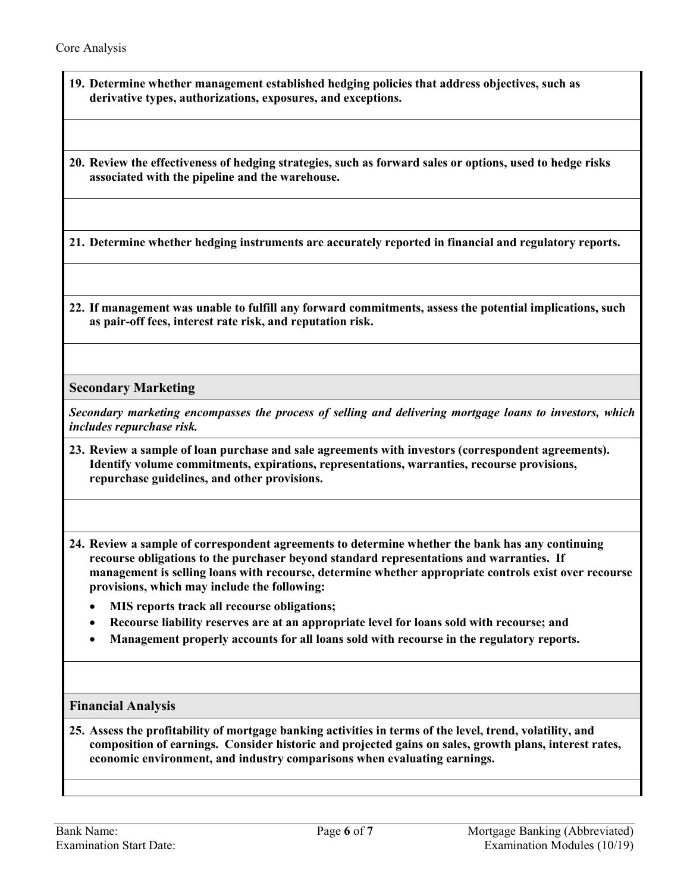**19. Determine whether management established hedging policies that address objectives, such as derivative types, authorizations, exposures, and exceptions.**

**20. Review the effectiveness of hedging strategies, such as forward sales or options, used to hedge risks associated with the pipeline and the warehouse.**

**21. Determine whether hedging instruments are accurately reported in financial and regulatory reports.**

**22. If management was unable to fulfill any forward commitments, assess the potential implications, such as pair-off fees, interest rate risk, and reputation risk.**

## Secondary Marketing

***Secondary marketing encompasses the process of selling and delivering mortgage loans to investors, which includes repurchase risk.***

**23. Review a sample of loan purchase and sale agreements with investors (correspondent agreements). Identify volume commitments, expirations, representations, warranties, recourse provisions, repurchase guidelines, and other provisions.**

**24. Review a sample of correspondent agreements to determine whether the bank has any continuing recourse obligations to the purchaser beyond standard representations and warranties. If management is selling loans with recourse, determine whether appropriate controls exist over recourse provisions, which may include the following:**

- **MIS reports track all recourse obligations;**
- **Recourse liability reserves are at an appropriate level for loans sold with recourse; and**
- **Management properly accounts for all loans sold with recourse in the regulatory reports.**

## Financial Analysis

**25. Assess the profitability of mortgage banking activities in terms of the level, trend, volatility, and composition of earnings. Consider historic and projected gains on sales, growth plans, interest rates, economic environment, and industry comparisons when evaluating earnings.**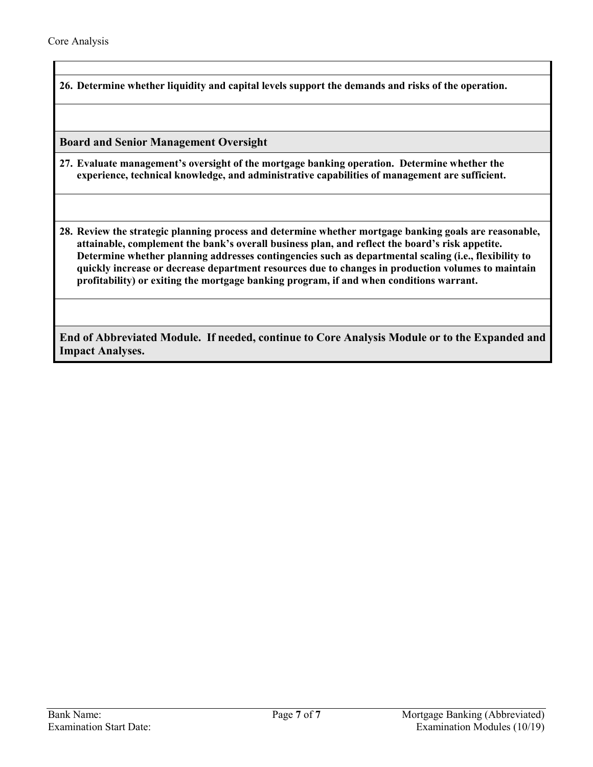**26. Determine whether liquidity and capital levels support the demands and risks of the operation.**

## Board and Senior Management Oversight

**27. Evaluate management's oversight of the mortgage banking operation. Determine whether the experience, technical knowledge, and administrative capabilities of management are sufficient.**

**28. Review the strategic planning process and determine whether mortgage banking goals are reasonable, attainable, complement the bank's overall business plan, and reflect the board's risk appetite. Determine whether planning addresses contingencies such as departmental scaling (i.e., flexibility to quickly increase or decrease department resources due to changes in production volumes to maintain profitability) or exiting the mortgage banking program, if and when conditions warrant.**

**End of Abbreviated Module. If needed, continue to Core Analysis Module or to the Expanded and Impact Analyses.**